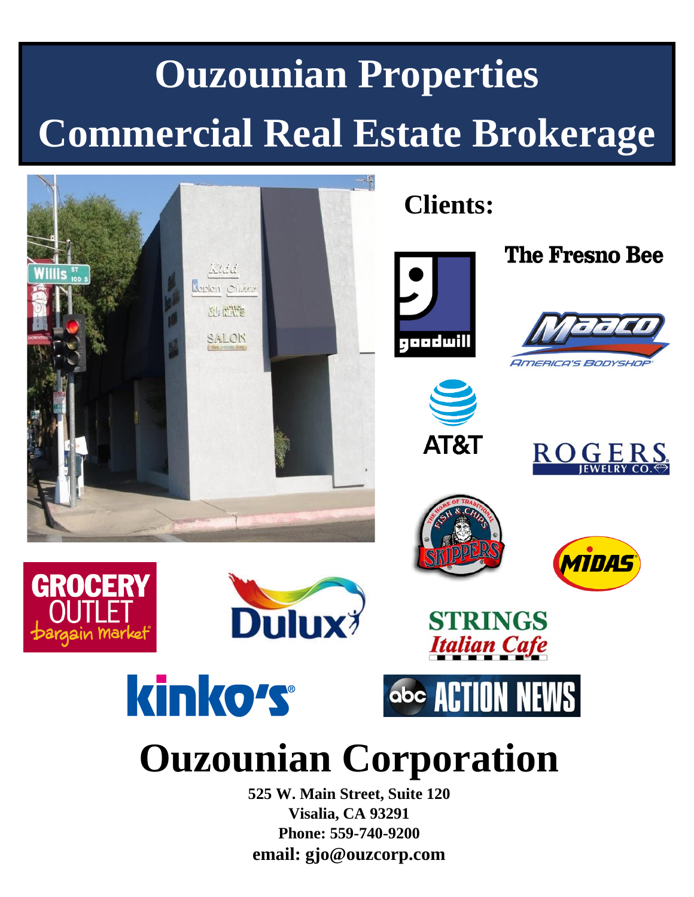# Ouzounian Properties

# Commercial Real Estate Brokerage

## Clients:

The Fresno Bee

goodwill

Maaco America's Bodyshop

AT&T

Rogers Jewelry Co.

Skippers Fish & Chips

Midas

Grocery Outlet bargain market

Dulux

Strings Italian Cafe

kinko's

abc Action News

# Ouzounian Corporation

**525 W. Main Street, Suite 120**
**Visalia, CA 93291**
**Phone: 559-740-9200**
**email: gjo@ouzcorp.com**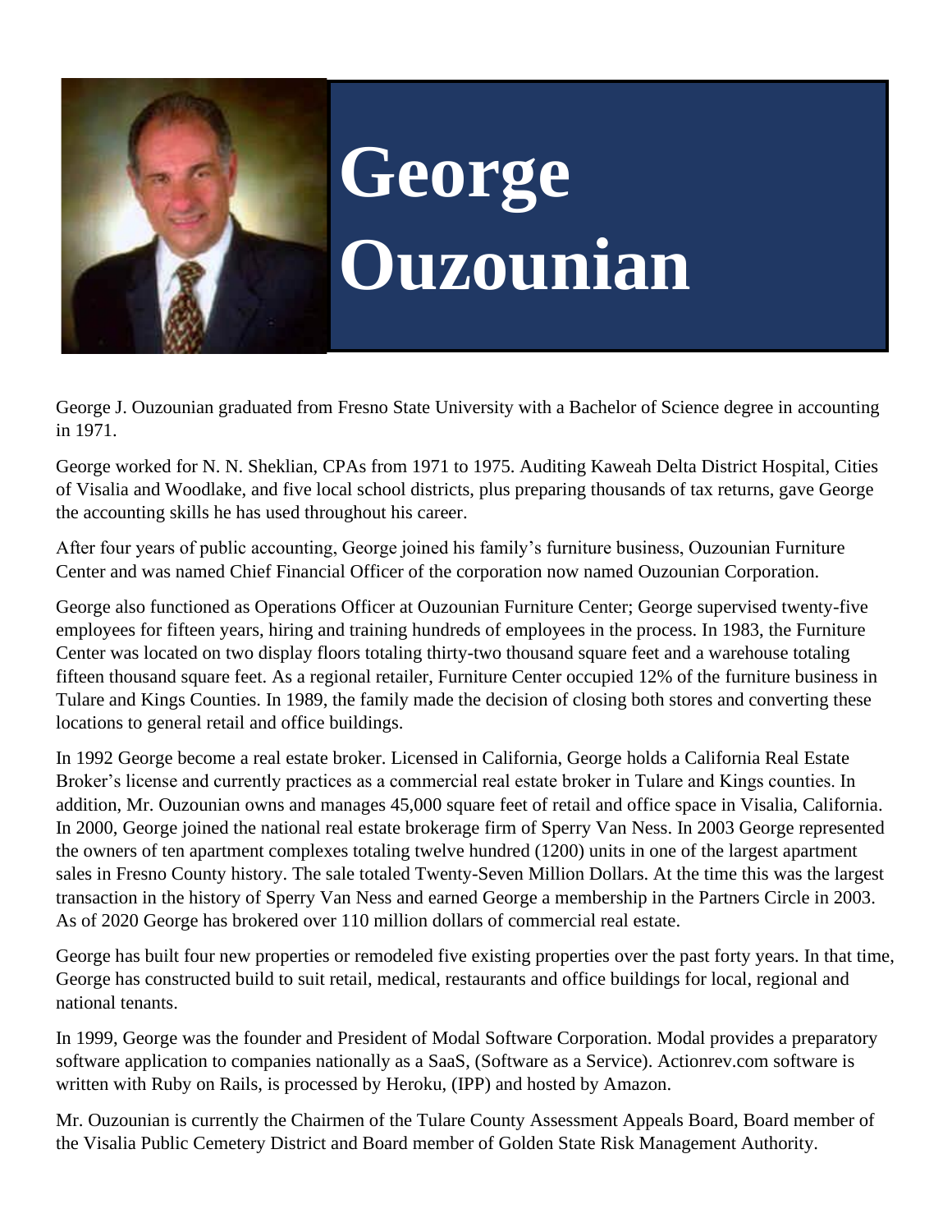# George Ouzounian

George J. Ouzounian graduated from Fresno State University with a Bachelor of Science degree in accounting in 1971.

George worked for N. N. Sheklian, CPAs from 1971 to 1975. Auditing Kaweah Delta District Hospital, Cities of Visalia and Woodlake, and five local school districts, plus preparing thousands of tax returns, gave George the accounting skills he has used throughout his career.

After four years of public accounting, George joined his family's furniture business, Ouzounian Furniture Center and was named Chief Financial Officer of the corporation now named Ouzounian Corporation.

George also functioned as Operations Officer at Ouzounian Furniture Center; George supervised twenty-five employees for fifteen years, hiring and training hundreds of employees in the process. In 1983, the Furniture Center was located on two display floors totaling thirty-two thousand square feet and a warehouse totaling fifteen thousand square feet. As a regional retailer, Furniture Center occupied 12% of the furniture business in Tulare and Kings Counties. In 1989, the family made the decision of closing both stores and converting these locations to general retail and office buildings.

In 1992 George become a real estate broker. Licensed in California, George holds a California Real Estate Broker's license and currently practices as a commercial real estate broker in Tulare and Kings counties. In addition, Mr. Ouzounian owns and manages 45,000 square feet of retail and office space in Visalia, California. In 2000, George joined the national real estate brokerage firm of Sperry Van Ness. In 2003 George represented the owners of ten apartment complexes totaling twelve hundred (1200) units in one of the largest apartment sales in Fresno County history. The sale totaled Twenty-Seven Million Dollars. At the time this was the largest transaction in the history of Sperry Van Ness and earned George a membership in the Partners Circle in 2003. As of 2020 George has brokered over 110 million dollars of commercial real estate.

George has built four new properties or remodeled five existing properties over the past forty years. In that time, George has constructed build to suit retail, medical, restaurants and office buildings for local, regional and national tenants.

In 1999, George was the founder and President of Modal Software Corporation. Modal provides a preparatory software application to companies nationally as a SaaS, (Software as a Service). Actionrev.com software is written with Ruby on Rails, is processed by Heroku, (IPP) and hosted by Amazon.

Mr. Ouzounian is currently the Chairmen of the Tulare County Assessment Appeals Board, Board member of the Visalia Public Cemetery District and Board member of Golden State Risk Management Authority.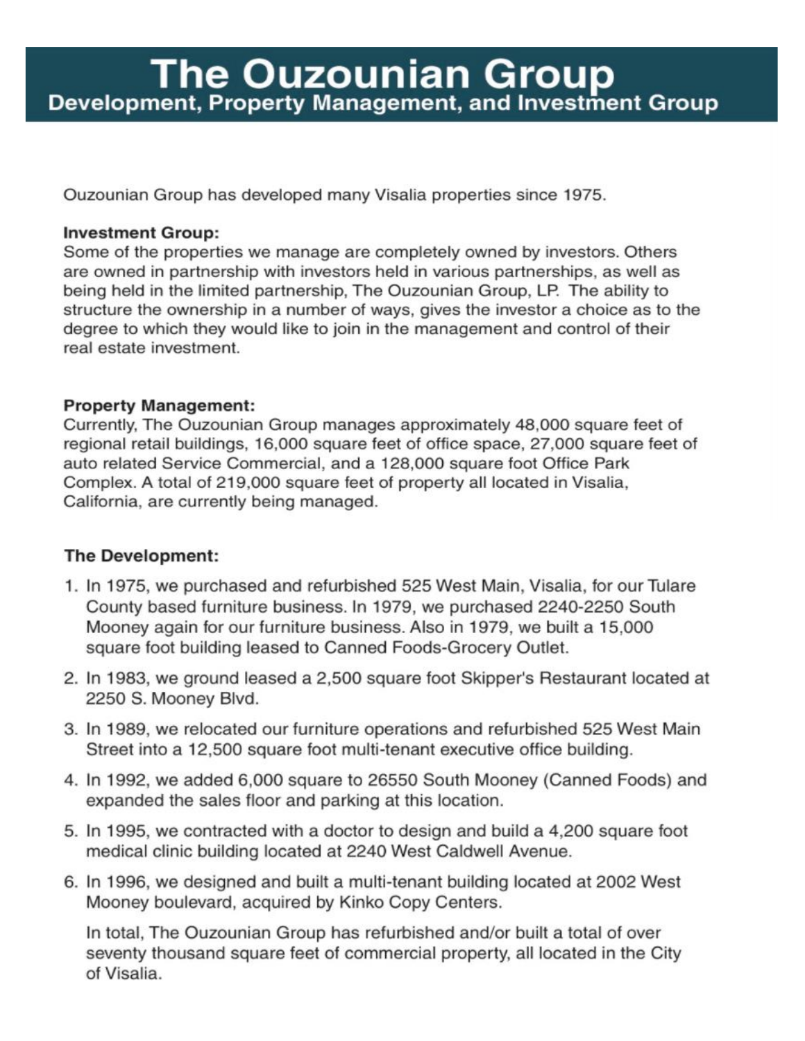# The Ouzounian Group

## Development, Property Management, and Investment Group

Ouzounian Group has developed many Visalia properties since 1975.

**Investment Group:**
Some of the properties we manage are completely owned by investors. Others are owned in partnership with investors held in various partnerships, as well as being held in the limited partnership, The Ouzounian Group, LP. The ability to structure the ownership in a number of ways, gives the investor a choice as to the degree to which they would like to join in the management and control of their real estate investment.

**Property Management:**
Currently, The Ouzounian Group manages approximately 48,000 square feet of regional retail buildings, 16,000 square feet of office space, 27,000 square feet of auto related Service Commercial, and a 128,000 square foot Office Park Complex. A total of 219,000 square feet of property all located in Visalia, California, are currently being managed.

**The Development:**

1. In 1975, we purchased and refurbished 525 West Main, Visalia, for our Tulare County based furniture business. In 1979, we purchased 2240-2250 South Mooney again for our furniture business. Also in 1979, we built a 15,000 square foot building leased to Canned Foods-Grocery Outlet.
2. In 1983, we ground leased a 2,500 square foot Skipper's Restaurant located at 2250 S. Mooney Blvd.
3. In 1989, we relocated our furniture operations and refurbished 525 West Main Street into a 12,500 square foot multi-tenant executive office building.
4. In 1992, we added 6,000 square to 26550 South Mooney (Canned Foods) and expanded the sales floor and parking at this location.
5. In 1995, we contracted with a doctor to design and build a 4,200 square foot medical clinic building located at 2240 West Caldwell Avenue.
6. In 1996, we designed and built a multi-tenant building located at 2002 West Mooney boulevard, acquired by Kinko Copy Centers.

   In total, The Ouzounian Group has refurbished and/or built a total of over seventy thousand square feet of commercial property, all located in the City of Visalia.